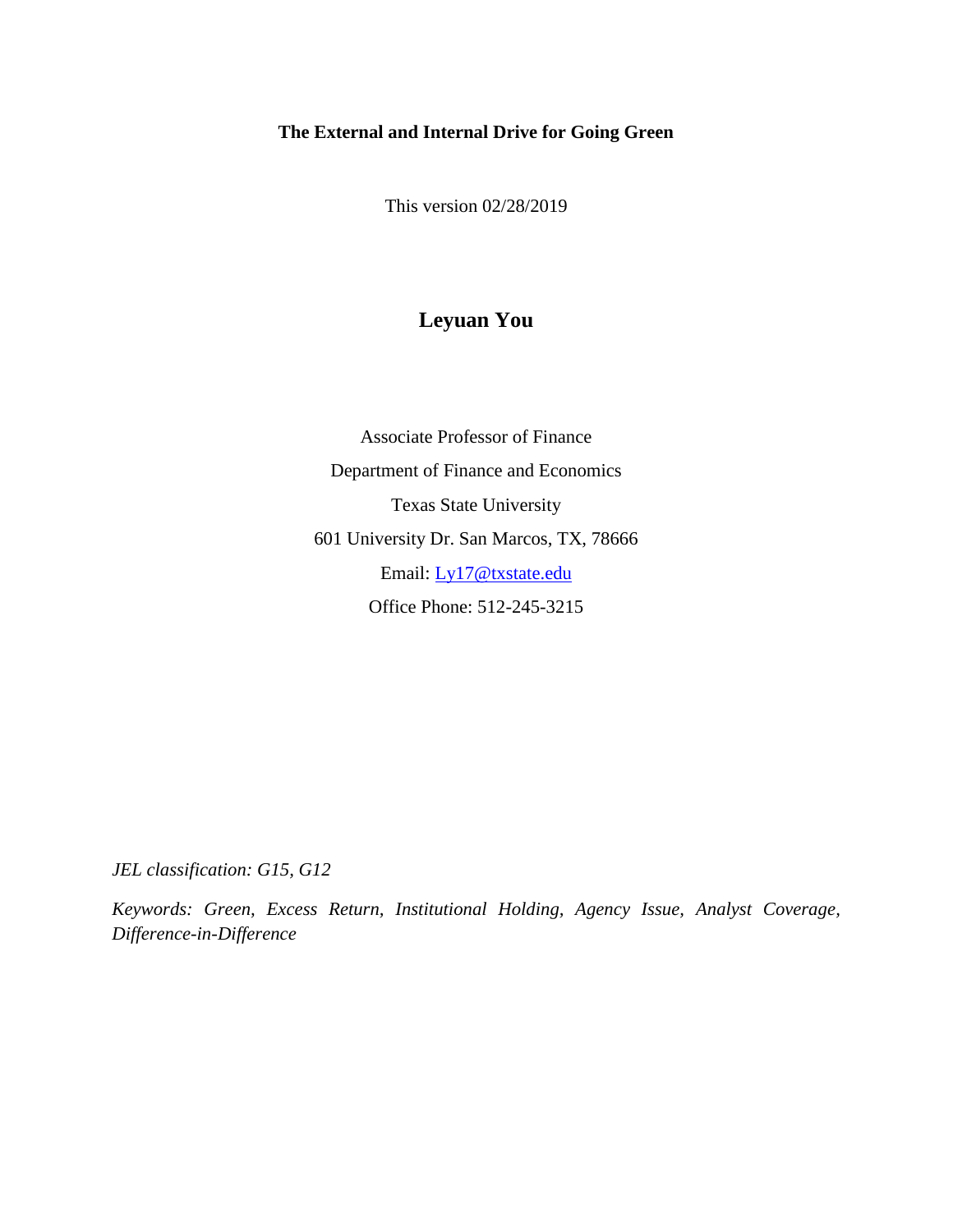# The External and Internal Drive for Going Green

This version 02/28/2019

## Leyuan You

Associate Professor of Finance

Department of Finance and Economics

Texas State University

601 University Dr. San Marcos, TX, 78666

Email: Ly17@txstate.edu

Office Phone: 512-245-3215

*JEL classification: G15, G12*

*Keywords: Green, Excess Return, Institutional Holding, Agency Issue, Analyst Coverage, Difference-in-Difference*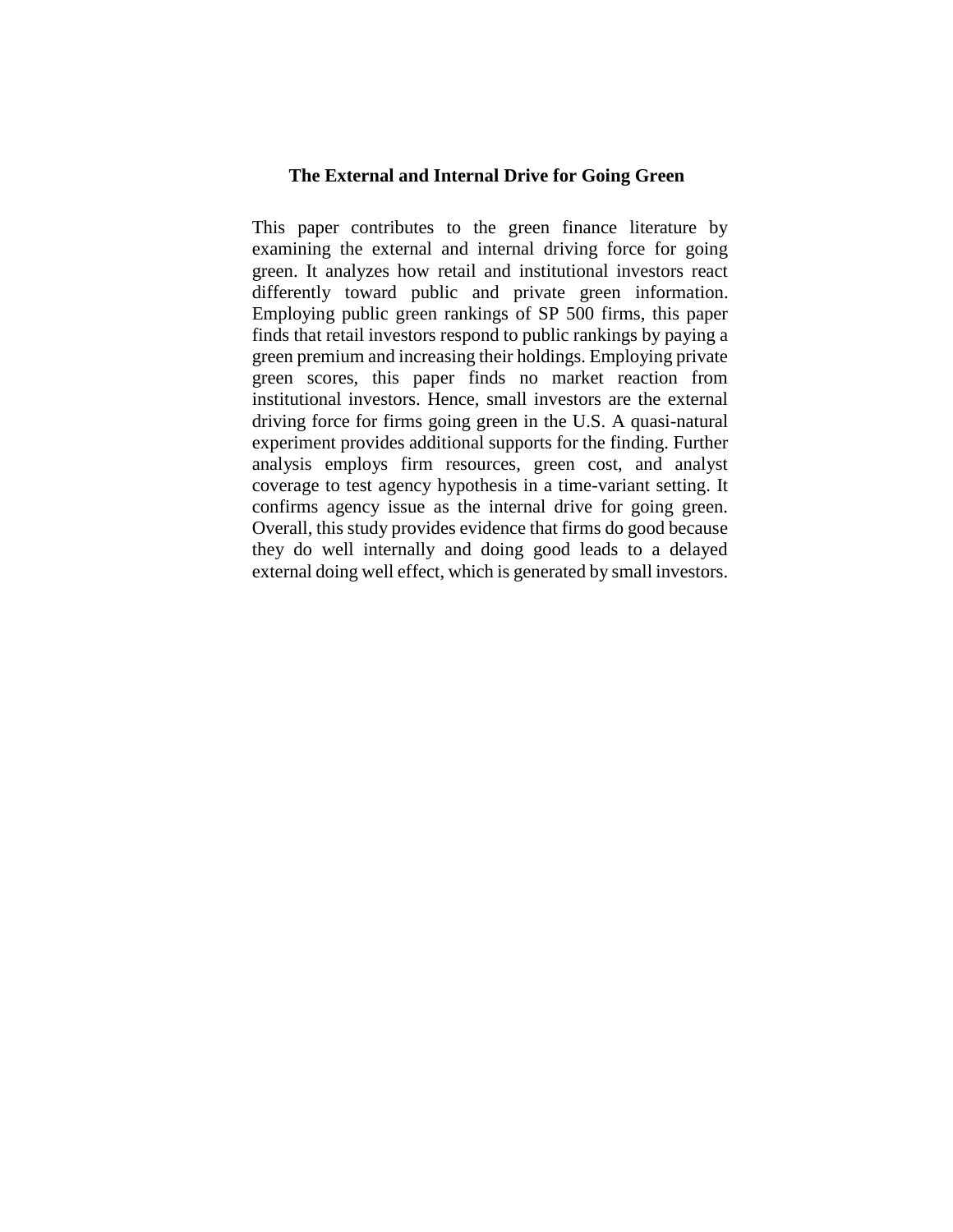**The External and Internal Drive for Going Green**

This paper contributes to the green finance literature by examining the external and internal driving force for going green. It analyzes how retail and institutional investors react differently toward public and private green information. Employing public green rankings of SP 500 firms, this paper finds that retail investors respond to public rankings by paying a green premium and increasing their holdings. Employing private green scores, this paper finds no market reaction from institutional investors. Hence, small investors are the external driving force for firms going green in the U.S. A quasi-natural experiment provides additional supports for the finding. Further analysis employs firm resources, green cost, and analyst coverage to test agency hypothesis in a time-variant setting. It confirms agency issue as the internal drive for going green. Overall, this study provides evidence that firms do good because they do well internally and doing good leads to a delayed external doing well effect, which is generated by small investors.